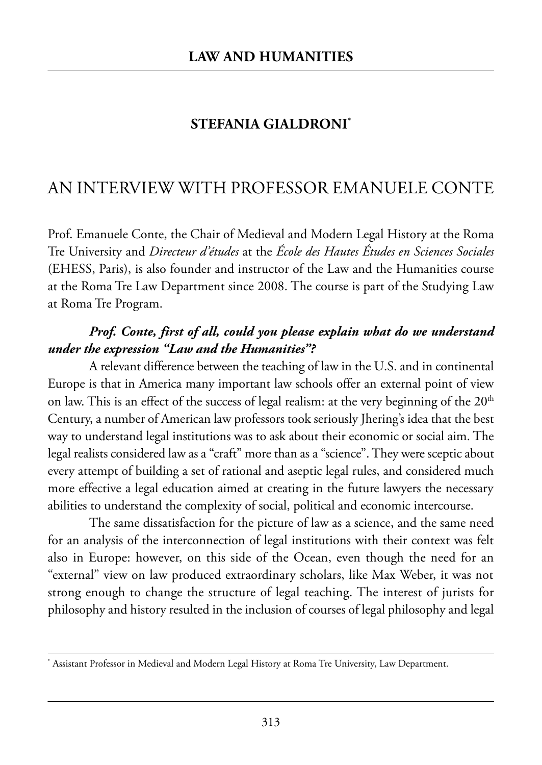**LAW AND HUMANITIES**

**STEFANIA GIALDRONI**[*]

# AN INTERVIEW WITH PROFESSOR EMANUELE CONTE

Prof. Emanuele Conte, the Chair of Medieval and Modern Legal History at the Roma Tre University and *Directeur d'études* at the *École des Hautes Études en Sciences Sociales* (EHESS, Paris), is also founder and instructor of the Law and the Humanities course at the Roma Tre Law Department since 2008. The course is part of the Studying Law at Roma Tre Program.

***Prof. Conte, first of all, could you please explain what do we understand under the expression "Law and the Humanities"?***

A relevant difference between the teaching of law in the U.S. and in continental Europe is that in America many important law schools offer an external point of view on law. This is an effect of the success of legal realism: at the very beginning of the 20th Century, a number of American law professors took seriously Jhering's idea that the best way to understand legal institutions was to ask about their economic or social aim. The legal realists considered law as a "craft" more than as a "science". They were sceptic about every attempt of building a set of rational and aseptic legal rules, and considered much more effective a legal education aimed at creating in the future lawyers the necessary abilities to understand the complexity of social, political and economic intercourse.

The same dissatisfaction for the picture of law as a science, and the same need for an analysis of the interconnection of legal institutions with their context was felt also in Europe: however, on this side of the Ocean, even though the need for an "external" view on law produced extraordinary scholars, like Max Weber, it was not strong enough to change the structure of legal teaching. The interest of jurists for philosophy and history resulted in the inclusion of courses of legal philosophy and legal

---

[*] Assistant Professor in Medieval and Modern Legal History at Roma Tre University, Law Department.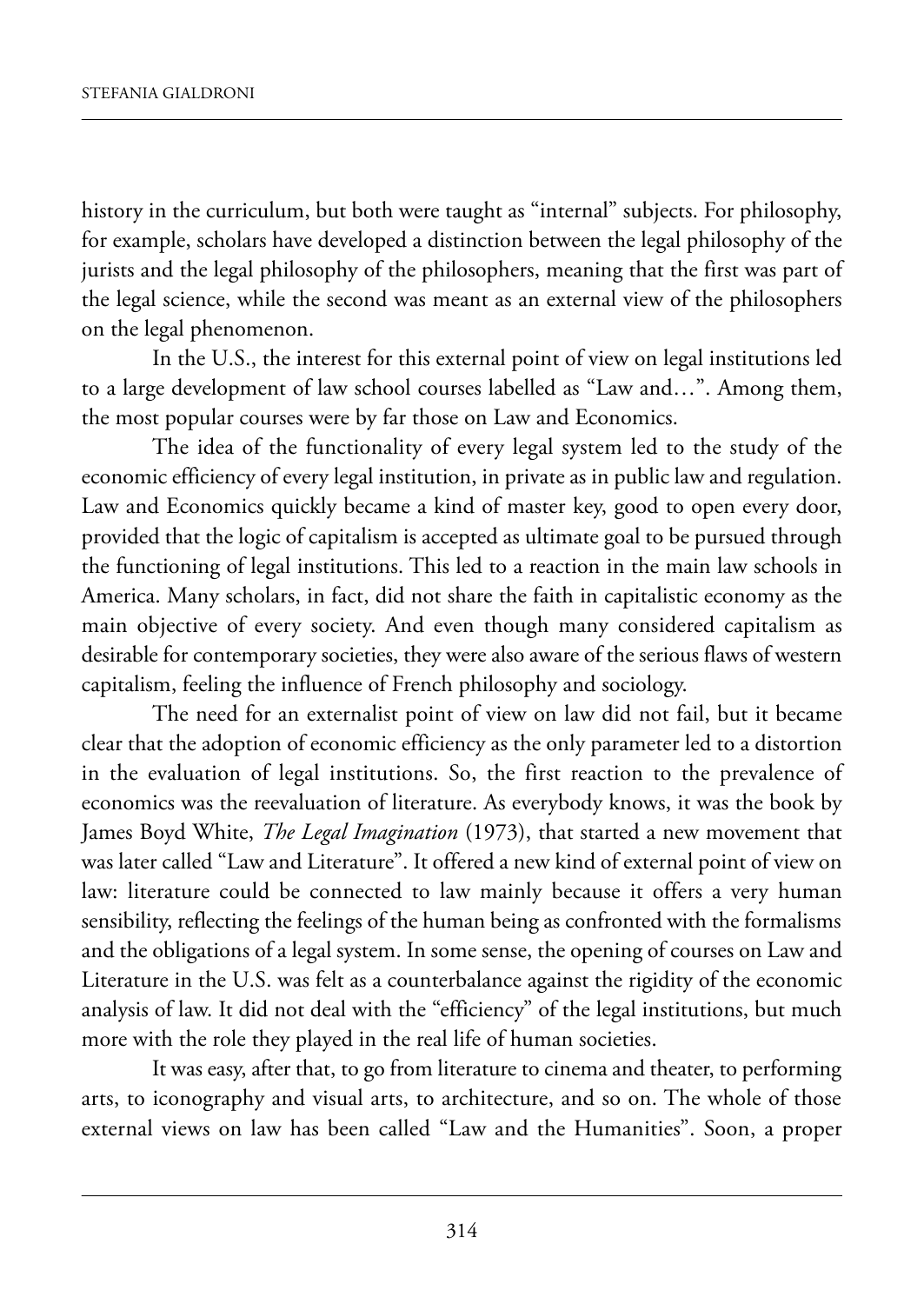history in the curriculum, but both were taught as "internal" subjects. For philosophy, for example, scholars have developed a distinction between the legal philosophy of the jurists and the legal philosophy of the philosophers, meaning that the first was part of the legal science, while the second was meant as an external view of the philosophers on the legal phenomenon.

In the U.S., the interest for this external point of view on legal institutions led to a large development of law school courses labelled as "Law and…". Among them, the most popular courses were by far those on Law and Economics.

The idea of the functionality of every legal system led to the study of the economic efficiency of every legal institution, in private as in public law and regulation. Law and Economics quickly became a kind of master key, good to open every door, provided that the logic of capitalism is accepted as ultimate goal to be pursued through the functioning of legal institutions. This led to a reaction in the main law schools in America. Many scholars, in fact, did not share the faith in capitalistic economy as the main objective of every society. And even though many considered capitalism as desirable for contemporary societies, they were also aware of the serious flaws of western capitalism, feeling the influence of French philosophy and sociology.

The need for an externalist point of view on law did not fail, but it became clear that the adoption of economic efficiency as the only parameter led to a distortion in the evaluation of legal institutions. So, the first reaction to the prevalence of economics was the reevaluation of literature. As everybody knows, it was the book by James Boyd White, *The Legal Imagination* (1973), that started a new movement that was later called "Law and Literature". It offered a new kind of external point of view on law: literature could be connected to law mainly because it offers a very human sensibility, reflecting the feelings of the human being as confronted with the formalisms and the obligations of a legal system. In some sense, the opening of courses on Law and Literature in the U.S. was felt as a counterbalance against the rigidity of the economic analysis of law. It did not deal with the "efficiency" of the legal institutions, but much more with the role they played in the real life of human societies.

It was easy, after that, to go from literature to cinema and theater, to performing arts, to iconography and visual arts, to architecture, and so on. The whole of those external views on law has been called "Law and the Humanities". Soon, a proper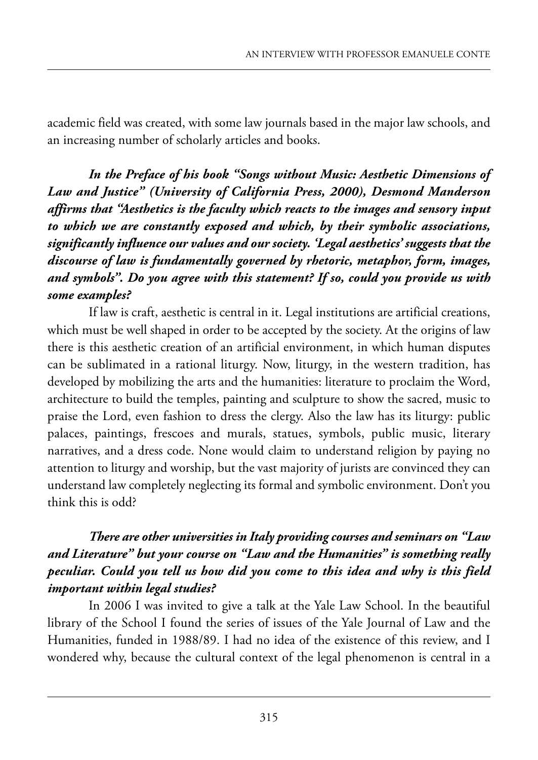academic field was created, with some law journals based in the major law schools, and an increasing number of scholarly articles and books.

***In the Preface of his book "Songs without Music: Aesthetic Dimensions of Law and Justice" (University of California Press, 2000), Desmond Manderson affirms that "Aesthetics is the faculty which reacts to the images and sensory input to which we are constantly exposed and which, by their symbolic associations, significantly influence our values and our society. 'Legal aesthetics' suggests that the discourse of law is fundamentally governed by rhetoric, metaphor, form, images, and symbols". Do you agree with this statement? If so, could you provide us with some examples?***

If law is craft, aesthetic is central in it. Legal institutions are artificial creations, which must be well shaped in order to be accepted by the society. At the origins of law there is this aesthetic creation of an artificial environment, in which human disputes can be sublimated in a rational liturgy. Now, liturgy, in the western tradition, has developed by mobilizing the arts and the humanities: literature to proclaim the Word, architecture to build the temples, painting and sculpture to show the sacred, music to praise the Lord, even fashion to dress the clergy. Also the law has its liturgy: public palaces, paintings, frescoes and murals, statues, symbols, public music, literary narratives, and a dress code. None would claim to understand religion by paying no attention to liturgy and worship, but the vast majority of jurists are convinced they can understand law completely neglecting its formal and symbolic environment. Don't you think this is odd?

***There are other universities in Italy providing courses and seminars on "Law and Literature" but your course on "Law and the Humanities" is something really peculiar. Could you tell us how did you come to this idea and why is this field important within legal studies?***

In 2006 I was invited to give a talk at the Yale Law School. In the beautiful library of the School I found the series of issues of the Yale Journal of Law and the Humanities, funded in 1988/89. I had no idea of the existence of this review, and I wondered why, because the cultural context of the legal phenomenon is central in a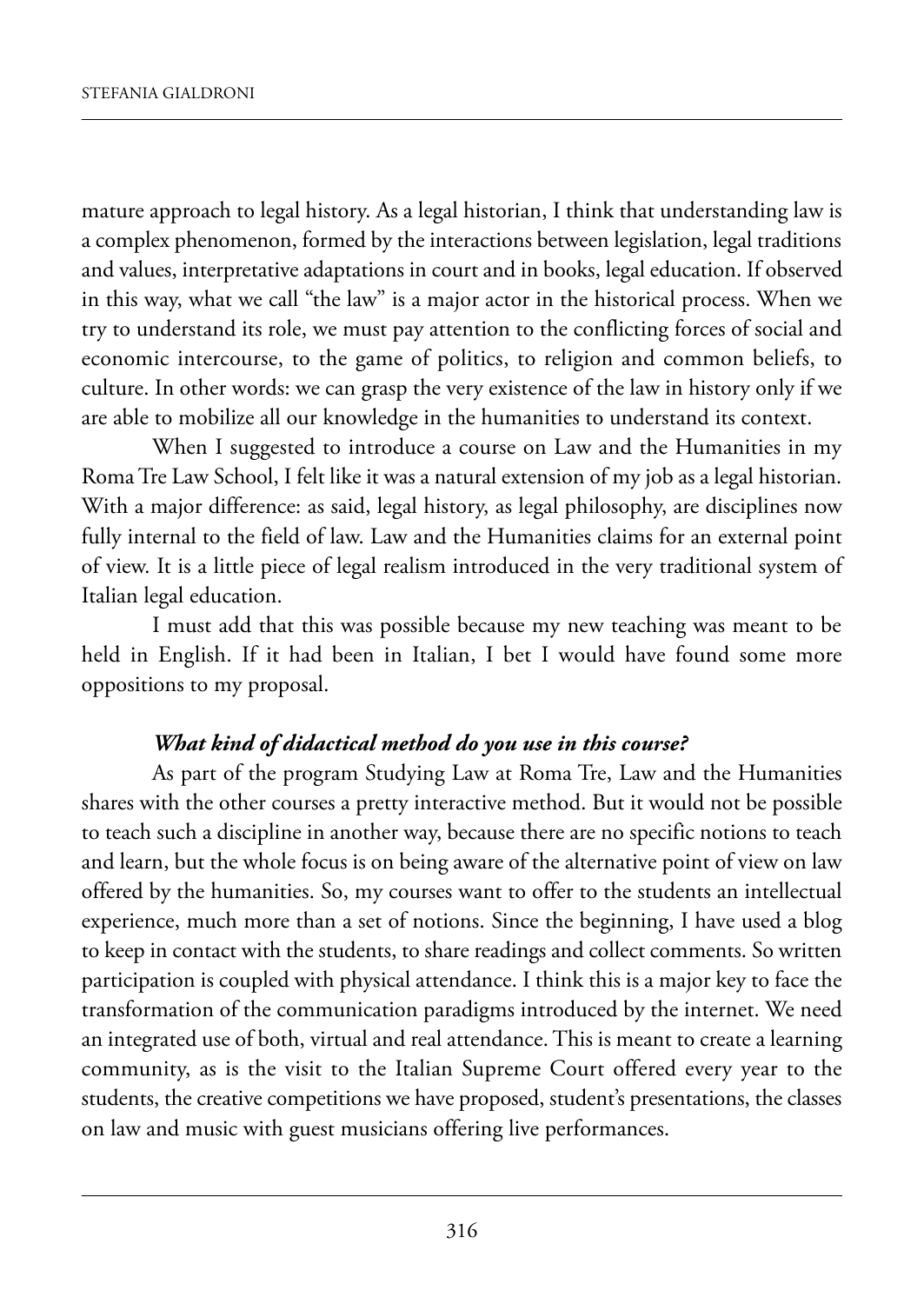mature approach to legal history. As a legal historian, I think that understanding law is a complex phenomenon, formed by the interactions between legislation, legal traditions and values, interpretative adaptations in court and in books, legal education. If observed in this way, what we call "the law" is a major actor in the historical process. When we try to understand its role, we must pay attention to the conflicting forces of social and economic intercourse, to the game of politics, to religion and common beliefs, to culture. In other words: we can grasp the very existence of the law in history only if we are able to mobilize all our knowledge in the humanities to understand its context.

When I suggested to introduce a course on Law and the Humanities in my Roma Tre Law School, I felt like it was a natural extension of my job as a legal historian. With a major difference: as said, legal history, as legal philosophy, are disciplines now fully internal to the field of law. Law and the Humanities claims for an external point of view. It is a little piece of legal realism introduced in the very traditional system of Italian legal education.

I must add that this was possible because my new teaching was meant to be held in English. If it had been in Italian, I bet I would have found some more oppositions to my proposal.

***What kind of didactical method do you use in this course?***

As part of the program Studying Law at Roma Tre, Law and the Humanities shares with the other courses a pretty interactive method. But it would not be possible to teach such a discipline in another way, because there are no specific notions to teach and learn, but the whole focus is on being aware of the alternative point of view on law offered by the humanities. So, my courses want to offer to the students an intellectual experience, much more than a set of notions. Since the beginning, I have used a blog to keep in contact with the students, to share readings and collect comments. So written participation is coupled with physical attendance. I think this is a major key to face the transformation of the communication paradigms introduced by the internet. We need an integrated use of both, virtual and real attendance. This is meant to create a learning community, as is the visit to the Italian Supreme Court offered every year to the students, the creative competitions we have proposed, student's presentations, the classes on law and music with guest musicians offering live performances.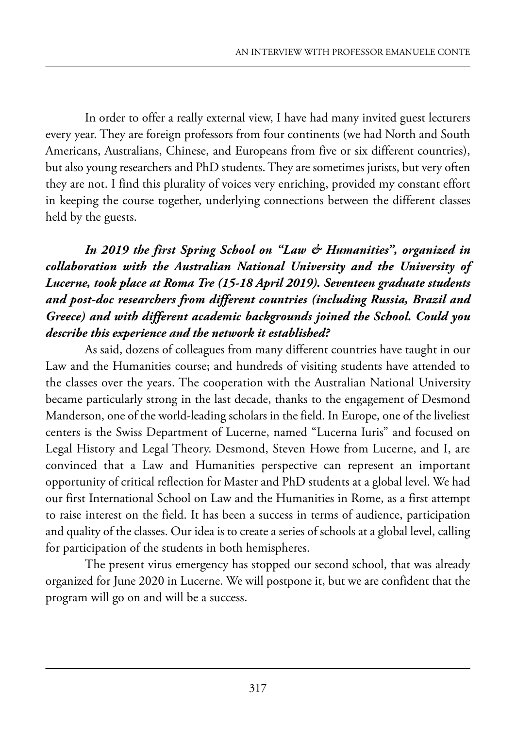In order to offer a really external view, I have had many invited guest lecturers every year. They are foreign professors from four continents (we had North and South Americans, Australians, Chinese, and Europeans from five or six different countries), but also young researchers and PhD students. They are sometimes jurists, but very often they are not. I find this plurality of voices very enriching, provided my constant effort in keeping the course together, underlying connections between the different classes held by the guests.

***In 2019 the first Spring School on "Law & Humanities", organized in collaboration with the Australian National University and the University of Lucerne, took place at Roma Tre (15-18 April 2019). Seventeen graduate students and post-doc researchers from different countries (including Russia, Brazil and Greece) and with different academic backgrounds joined the School. Could you describe this experience and the network it established?***

As said, dozens of colleagues from many different countries have taught in our Law and the Humanities course; and hundreds of visiting students have attended to the classes over the years. The cooperation with the Australian National University became particularly strong in the last decade, thanks to the engagement of Desmond Manderson, one of the world-leading scholars in the field. In Europe, one of the liveliest centers is the Swiss Department of Lucerne, named "Lucerna Iuris" and focused on Legal History and Legal Theory. Desmond, Steven Howe from Lucerne, and I, are convinced that a Law and Humanities perspective can represent an important opportunity of critical reflection for Master and PhD students at a global level. We had our first International School on Law and the Humanities in Rome, as a first attempt to raise interest on the field. It has been a success in terms of audience, participation and quality of the classes. Our idea is to create a series of schools at a global level, calling for participation of the students in both hemispheres.

The present virus emergency has stopped our second school, that was already organized for June 2020 in Lucerne. We will postpone it, but we are confident that the program will go on and will be a success.